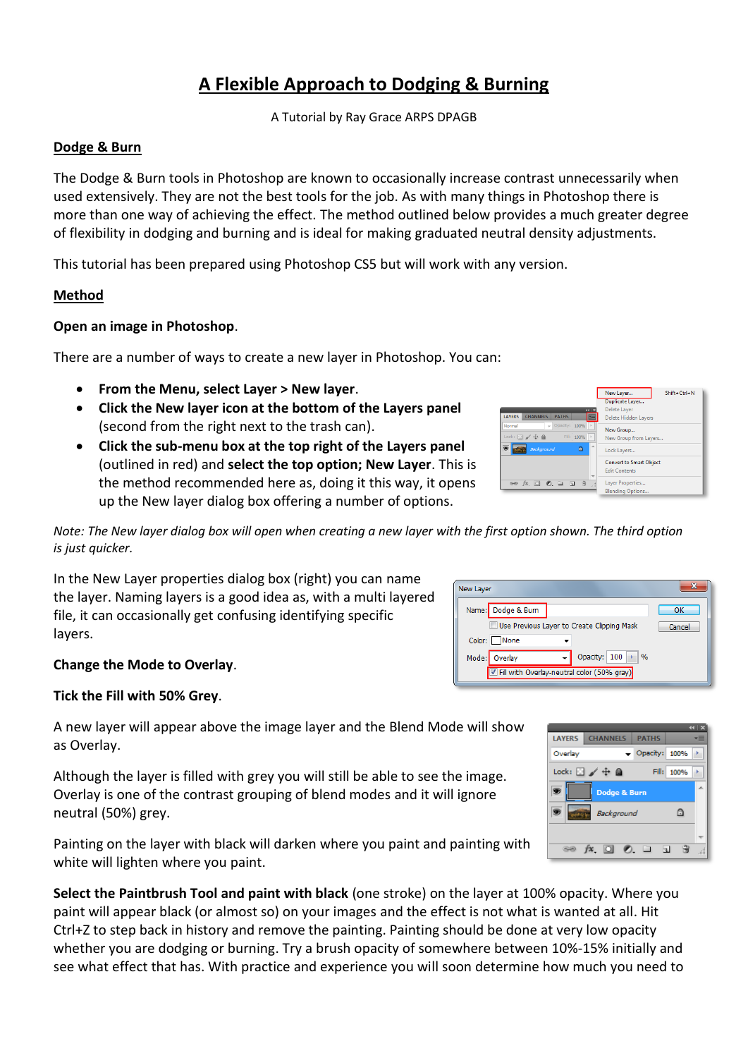# A Flexible Approach to Dodging & Burning

A Tutorial by Ray Grace ARPS DPAGB

## Dodge & Burn

The Dodge & Burn tools in Photoshop are known to occasionally increase contrast unnecessarily when used extensively. They are not the best tools for the job. As with many things in Photoshop there is more than one way of achieving the effect. The method outlined below provides a much greater degree of flexibility in dodging and burning and is ideal for making graduated neutral density adjustments.

This tutorial has been prepared using Photoshop CS5 but will work with any version.

## Method

**Open an image in Photoshop**.

There are a number of ways to create a new layer in Photoshop. You can:

- **From the Menu, select Layer > New layer**.
- **Click the New layer icon at the bottom of the Layers panel** (second from the right next to the trash can).
- **Click the sub-menu box at the top right of the Layers panel** (outlined in red) and **select the top option; New Layer**. This is the method recommended here as, doing it this way, it opens up the New layer dialog box offering a number of options.

*Note: The New layer dialog box will open when creating a new layer with the first option shown. The third option is just quicker.*

In the New Layer properties dialog box (right) you can name the layer. Naming layers is a good idea as, with a multi layered file, it can occasionally get confusing identifying specific layers.

**Change the Mode to Overlay**.

**Tick the Fill with 50% Grey**.

A new layer will appear above the image layer and the Blend Mode will show as Overlay.

Although the layer is filled with grey you will still be able to see the image. Overlay is one of the contrast grouping of blend modes and it will ignore neutral (50%) grey.

Painting on the layer with black will darken where you paint and painting with white will lighten where you paint.

**Select the Paintbrush Tool and paint with black** (one stroke) on the layer at 100% opacity. Where you paint will appear black (or almost so) on your images and the effect is not what is wanted at all. Hit Ctrl+Z to step back in history and remove the painting. Painting should be done at very low opacity whether you are dodging or burning. Try a brush opacity of somewhere between 10%-15% initially and see what effect that has. With practice and experience you will soon determine how much you need to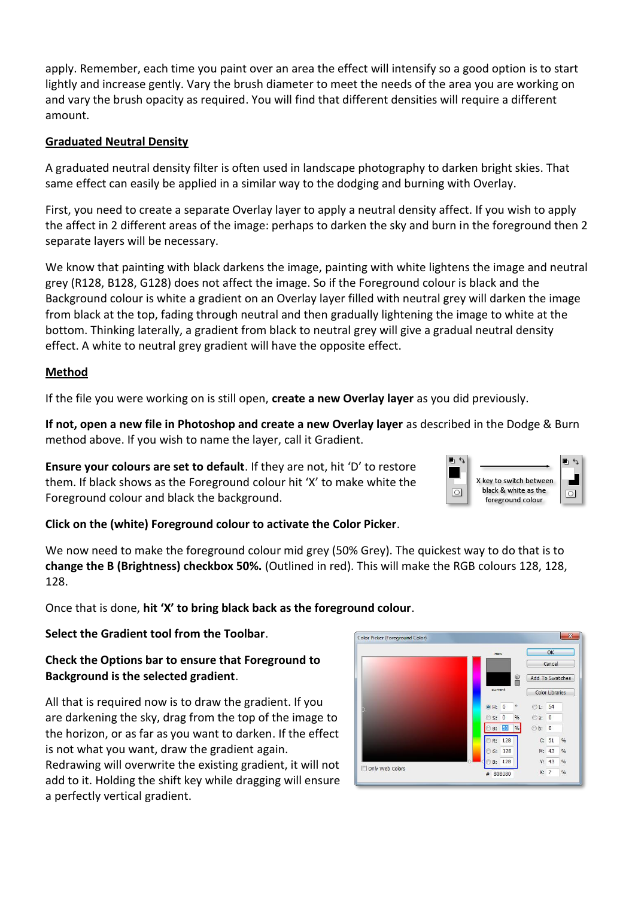apply. Remember, each time you paint over an area the effect will intensify so a good option is to start lightly and increase gently. Vary the brush diameter to meet the needs of the area you are working on and vary the brush opacity as required. You will find that different densities will require a different amount.

## Graduated Neutral Density

A graduated neutral density filter is often used in landscape photography to darken bright skies. That same effect can easily be applied in a similar way to the dodging and burning with Overlay.

First, you need to create a separate Overlay layer to apply a neutral density affect. If you wish to apply the affect in 2 different areas of the image: perhaps to darken the sky and burn in the foreground then 2 separate layers will be necessary.

We know that painting with black darkens the image, painting with white lightens the image and neutral grey (R128, B128, G128) does not affect the image. So if the Foreground colour is black and the Background colour is white a gradient on an Overlay layer filled with neutral grey will darken the image from black at the top, fading through neutral and then gradually lightening the image to white at the bottom. Thinking laterally, a gradient from black to neutral grey will give a gradual neutral density effect. A white to neutral grey gradient will have the opposite effect.

## Method

If the file you were working on is still open, **create a new Overlay layer** as you did previously.

**If not, open a new file in Photoshop and create a new Overlay layer** as described in the Dodge & Burn method above. If you wish to name the layer, call it Gradient.

**Ensure your colours are set to default**. If they are not, hit 'D' to restore them. If black shows as the Foreground colour hit 'X' to make white the Foreground colour and black the background.

X key to switch between black & white as the foreground colour

**Click on the (white) Foreground colour to activate the Color Picker**.

We now need to make the foreground colour mid grey (50% Grey). The quickest way to do that is to **change the B (Brightness) checkbox 50%.** (Outlined in red). This will make the RGB colours 128, 128, 128.

Once that is done, **hit 'X' to bring black back as the foreground colour**.

**Select the Gradient tool from the Toolbar**.

**Check the Options bar to ensure that Foreground to Background is the selected gradient**.

All that is required now is to draw the gradient. If you are darkening the sky, drag from the top of the image to the horizon, or as far as you want to darken. If the effect is not what you want, draw the gradient again. Redrawing will overwrite the existing gradient, it will not add to it. Holding the shift key while dragging will ensure a perfectly vertical gradient.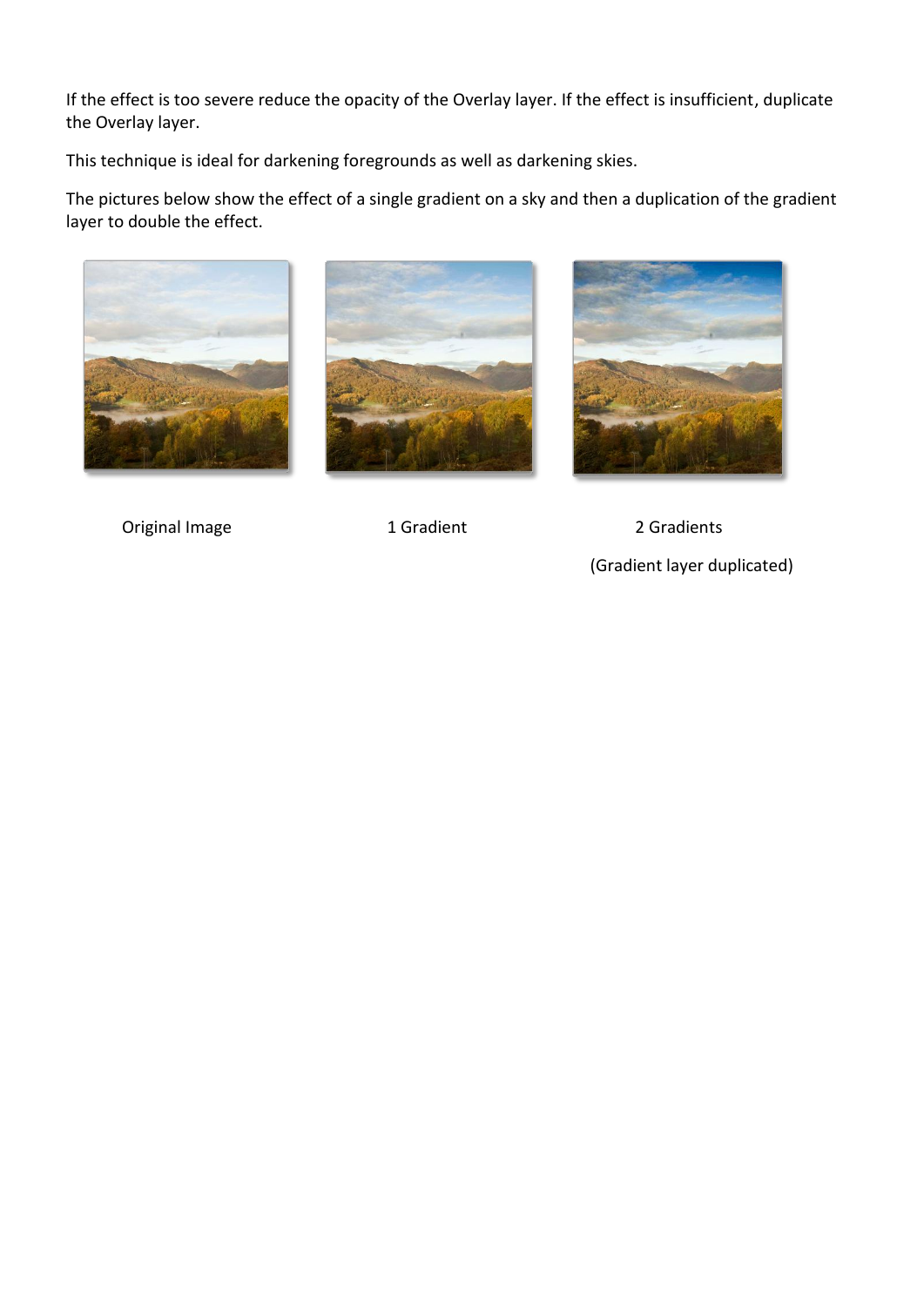If the effect is too severe reduce the opacity of the Overlay layer. If the effect is insufficient, duplicate the Overlay layer.

This technique is ideal for darkening foregrounds as well as darkening skies.

The pictures below show the effect of a single gradient on a sky and then a duplication of the gradient layer to double the effect.

Original Image

1 Gradient

2 Gradients

(Gradient layer duplicated)